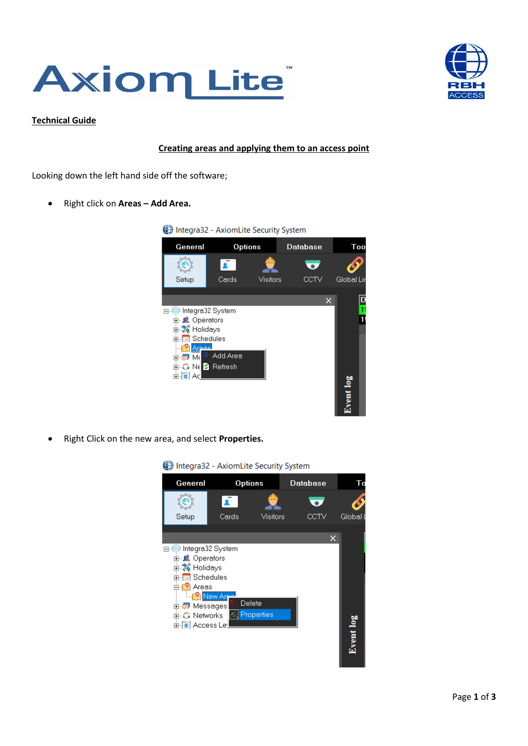**Technical Guide**

## Creating areas and applying them to an access point

Looking down the left hand side off the software;

- Right click on **Areas – Add Area.**

- Right Click on the new area, and select **Properties.**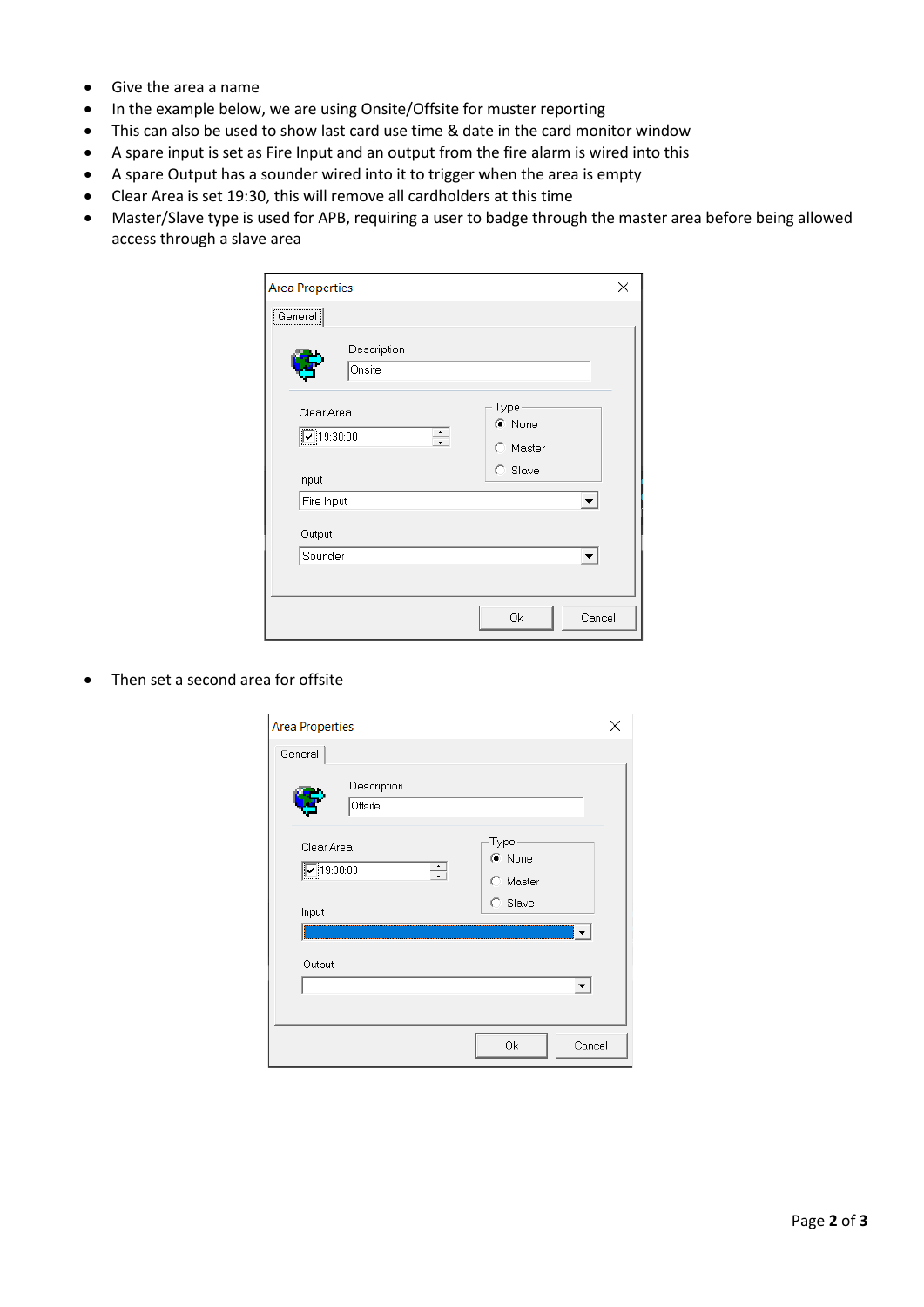- Give the area a name
- In the example below, we are using Onsite/Offsite for muster reporting
- This can also be used to show last card use time & date in the card monitor window
- A spare input is set as Fire Input and an output from the fire alarm is wired into this
- A spare Output has a sounder wired into it to trigger when the area is empty
- Clear Area is set 19:30, this will remove all cardholders at this time
- Master/Slave type is used for APB, requiring a user to badge through the master area before being allowed access through a slave area

Area Properties

General

Description: Onsite

Clear Area: 19:30:00

Type: None / Master / Slave

Input: Fire Input

Output: Sounder

Ok Cancel

- Then set a second area for offsite

Area Properties

General

Description: Offsite

Clear Area: 19:30:00

Type: None / Master / Slave

Input

Output

Ok Cancel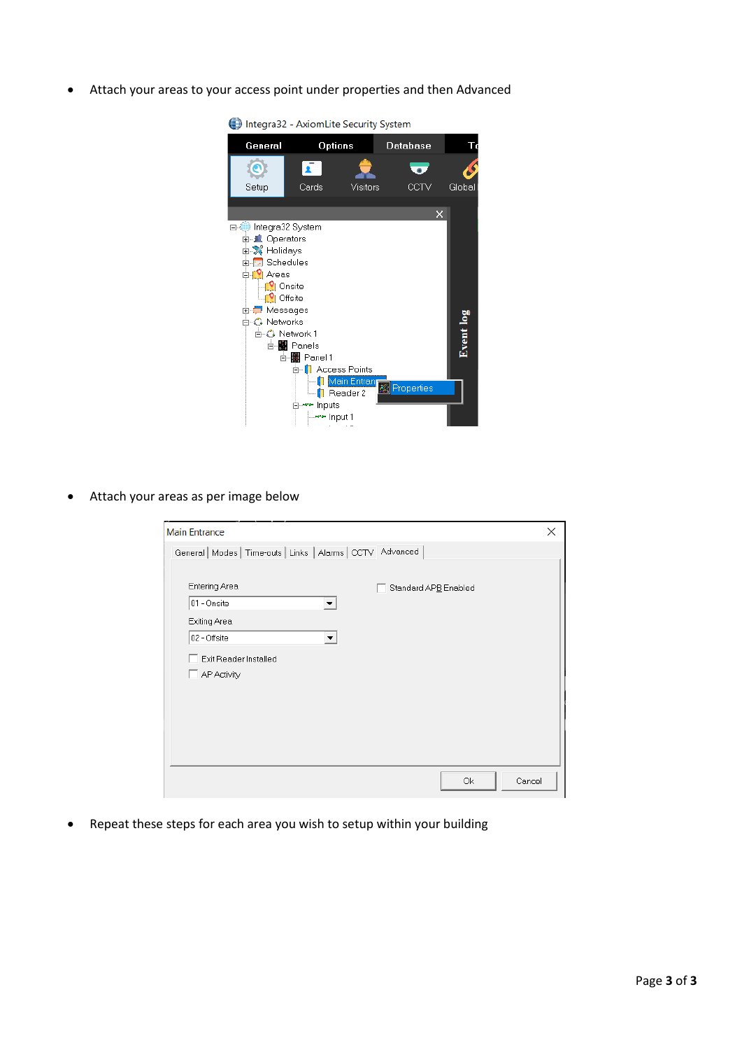- Attach your areas to your access point under properties and then Advanced

- Attach your areas as per image below

- Repeat these steps for each area you wish to setup within your building